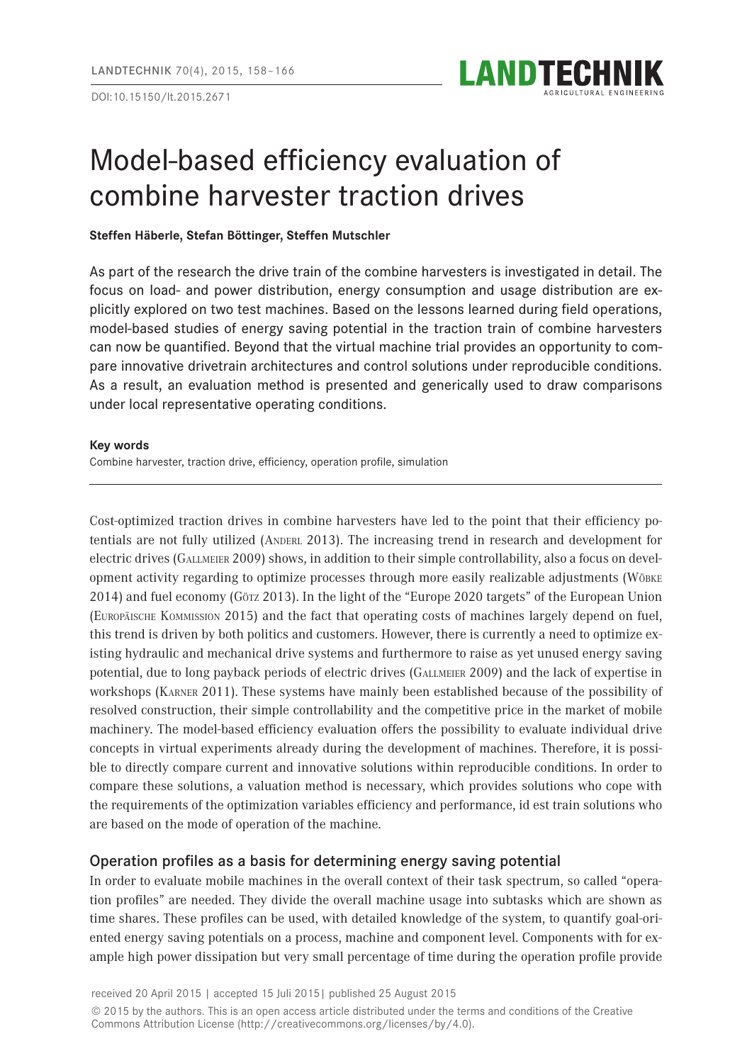DOI:10.15150/lt.2015.2671

# Model-based efficiency evaluation of combine harvester traction drives

**Steffen Häberle, Stefan Böttinger, Steffen Mutschler**

As part of the research the drive train of the combine harvesters is investigated in detail. The focus on load- and power distribution, energy consumption and usage distribution are explicitly explored on two test machines. Based on the lessons learned during field operations, model-based studies of energy saving potential in the traction train of combine harvesters can now be quantified. Beyond that the virtual machine trial provides an opportunity to compare innovative drivetrain architectures and control solutions under reproducible conditions. As a result, an evaluation method is presented and generically used to draw comparisons under local representative operating conditions.

**Key words**

Combine harvester, traction drive, efficiency, operation profile, simulation

Cost-optimized traction drives in combine harvesters have led to the point that their efficiency potentials are not fully utilized (Anderl 2013). The increasing trend in research and development for electric drives (Gallmeier 2009) shows, in addition to their simple controllability, also a focus on development activity regarding to optimize processes through more easily realizable adjustments (Wöbke 2014) and fuel economy (Götz 2013). In the light of the "Europe 2020 targets" of the European Union (Europäische Kommission 2015) and the fact that operating costs of machines largely depend on fuel, this trend is driven by both politics and customers. However, there is currently a need to optimize existing hydraulic and mechanical drive systems and furthermore to raise as yet unused energy saving potential, due to long payback periods of electric drives (Gallmeier 2009) and the lack of expertise in workshops (Karner 2011). These systems have mainly been established because of the possibility of resolved construction, their simple controllability and the competitive price in the market of mobile machinery. The model-based efficiency evaluation offers the possibility to evaluate individual drive concepts in virtual experiments already during the development of machines. Therefore, it is possible to directly compare current and innovative solutions within reproducible conditions. In order to compare these solutions, a valuation method is necessary, which provides solutions who cope with the requirements of the optimization variables efficiency and performance, id est train solutions who are based on the mode of operation of the machine.

## Operation profiles as a basis for determining energy saving potential

In order to evaluate mobile machines in the overall context of their task spectrum, so called "operation profiles" are needed. They divide the overall machine usage into subtasks which are shown as time shares. These profiles can be used, with detailed knowledge of the system, to quantify goal-oriented energy saving potentials on a process, machine and component level. Components with for example high power dissipation but very small percentage of time during the operation profile provide

received 20 April 2015 | accepted 15 Juli 2015| published 25 August 2015

© 2015 by the authors. This is an open access article distributed under the terms and conditions of the Creative Commons Attribution License (http://creativecommons.org/licenses/by/4.0).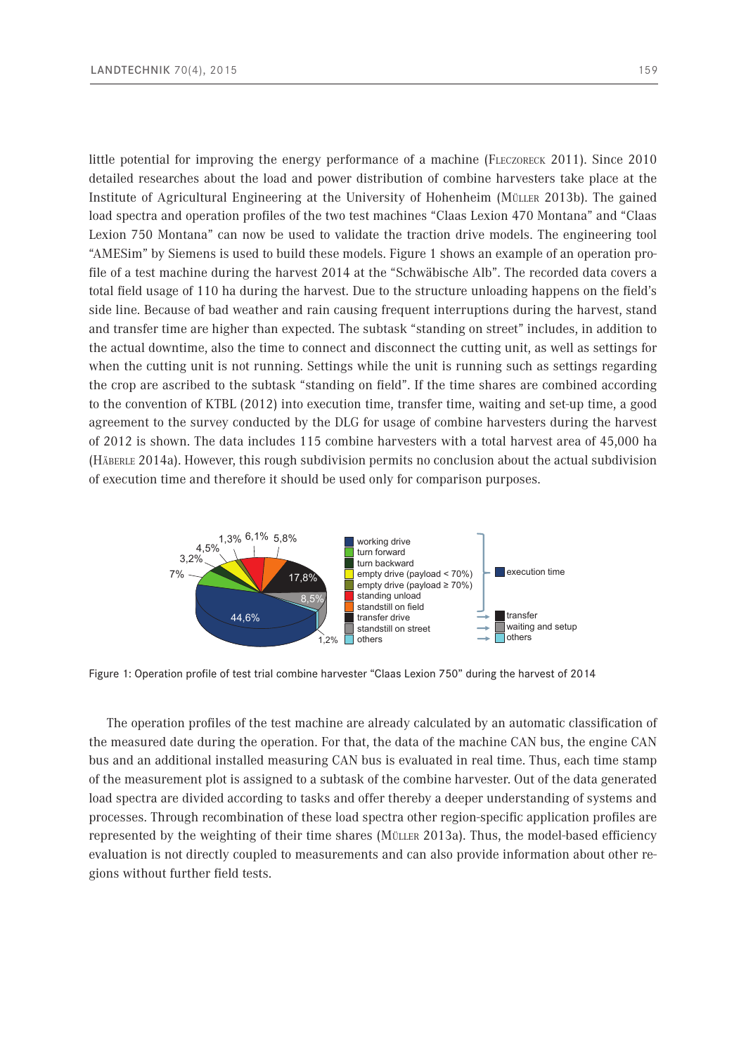little potential for improving the energy performance of a machine (Fleczoreck 2011). Since 2010 detailed researches about the load and power distribution of combine harvesters take place at the Institute of Agricultural Engineering at the University of Hohenheim (Müller 2013b). The gained load spectra and operation profiles of the two test machines "Claas Lexion 470 Montana" and "Claas Lexion 750 Montana" can now be used to validate the traction drive models. The engineering tool "AMESim" by Siemens is used to build these models. Figure 1 shows an example of an operation profile of a test machine during the harvest 2014 at the "Schwäbische Alb". The recorded data covers a total field usage of 110 ha during the harvest. Due to the structure unloading happens on the field's side line. Because of bad weather and rain causing frequent interruptions during the harvest, stand and transfer time are higher than expected. The subtask "standing on street" includes, in addition to the actual downtime, also the time to connect and disconnect the cutting unit, as well as settings for when the cutting unit is not running. Settings while the unit is running such as settings regarding the crop are ascribed to the subtask "standing on field". If the time shares are combined according to the convention of KTBL (2012) into execution time, transfer time, waiting and set-up time, a good agreement to the survey conducted by the DLG for usage of combine harvesters during the harvest of 2012 is shown. The data includes 115 combine harvesters with a total harvest area of 45,000 ha (Häberle 2014a). However, this rough subdivision permits no conclusion about the actual subdivision of execution time and therefore it should be used only for comparison purposes.

Figure 1: Operation profile of test trial combine harvester "Claas Lexion 750" during the harvest of 2014

The operation profiles of the test machine are already calculated by an automatic classification of the measured date during the operation. For that, the data of the machine CAN bus, the engine CAN bus and an additional installed measuring CAN bus is evaluated in real time. Thus, each time stamp of the measurement plot is assigned to a subtask of the combine harvester. Out of the data generated load spectra are divided according to tasks and offer thereby a deeper understanding of systems and processes. Through recombination of these load spectra other region-specific application profiles are represented by the weighting of their time shares (Müller 2013a). Thus, the model-based efficiency evaluation is not directly coupled to measurements and can also provide information about other regions without further field tests.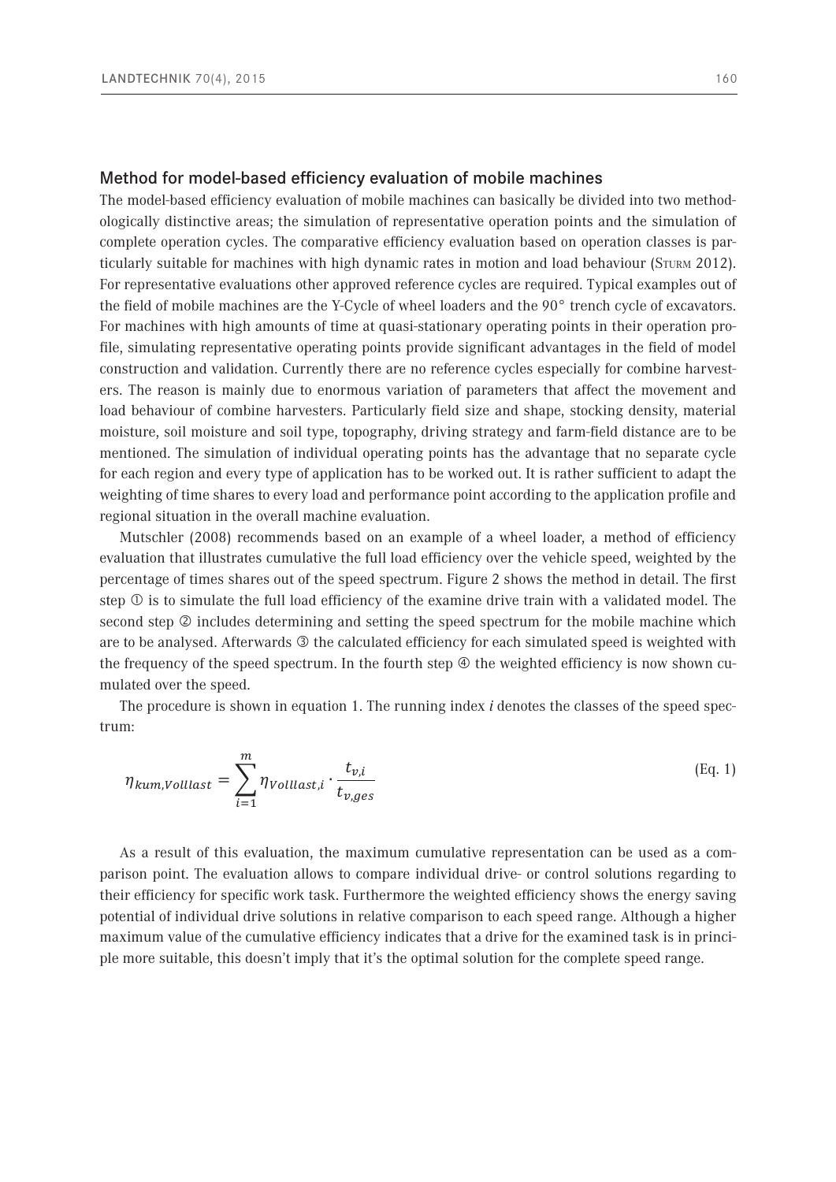## Method for model-based efficiency evaluation of mobile machines

The model-based efficiency evaluation of mobile machines can basically be divided into two methodologically distinctive areas; the simulation of representative operation points and the simulation of complete operation cycles. The comparative efficiency evaluation based on operation classes is particularly suitable for machines with high dynamic rates in motion and load behaviour (Sturm 2012). For representative evaluations other approved reference cycles are required. Typical examples out of the field of mobile machines are the Y-Cycle of wheel loaders and the 90° trench cycle of excavators. For machines with high amounts of time at quasi-stationary operating points in their operation profile, simulating representative operating points provide significant advantages in the field of model construction and validation. Currently there are no reference cycles especially for combine harvesters. The reason is mainly due to enormous variation of parameters that affect the movement and load behaviour of combine harvesters. Particularly field size and shape, stocking density, material moisture, soil moisture and soil type, topography, driving strategy and farm-field distance are to be mentioned. The simulation of individual operating points has the advantage that no separate cycle for each region and every type of application has to be worked out. It is rather sufficient to adapt the weighting of time shares to every load and performance point according to the application profile and regional situation in the overall machine evaluation.

Mutschler (2008) recommends based on an example of a wheel loader, a method of efficiency evaluation that illustrates cumulative the full load efficiency over the vehicle speed, weighted by the percentage of times shares out of the speed spectrum. Figure 2 shows the method in detail. The first step ① is to simulate the full load efficiency of the examine drive train with a validated model. The second step ② includes determining and setting the speed spectrum for the mobile machine which are to be analysed. Afterwards ③ the calculated efficiency for each simulated speed is weighted with the frequency of the speed spectrum. In the fourth step ④ the weighted efficiency is now shown cumulated over the speed.

The procedure is shown in equation 1. The running index *i* denotes the classes of the speed spectrum:

$$\eta_{kum,Volllast} = \sum_{i=1}^{m} \eta_{Volllast,i} \cdot \frac{t_{v,i}}{t_{v,ges}} \qquad \text{(Eq. 1)}$$

As a result of this evaluation, the maximum cumulative representation can be used as a comparison point. The evaluation allows to compare individual drive- or control solutions regarding to their efficiency for specific work task. Furthermore the weighted efficiency shows the energy saving potential of individual drive solutions in relative comparison to each speed range. Although a higher maximum value of the cumulative efficiency indicates that a drive for the examined task is in principle more suitable, this doesn't imply that it's the optimal solution for the complete speed range.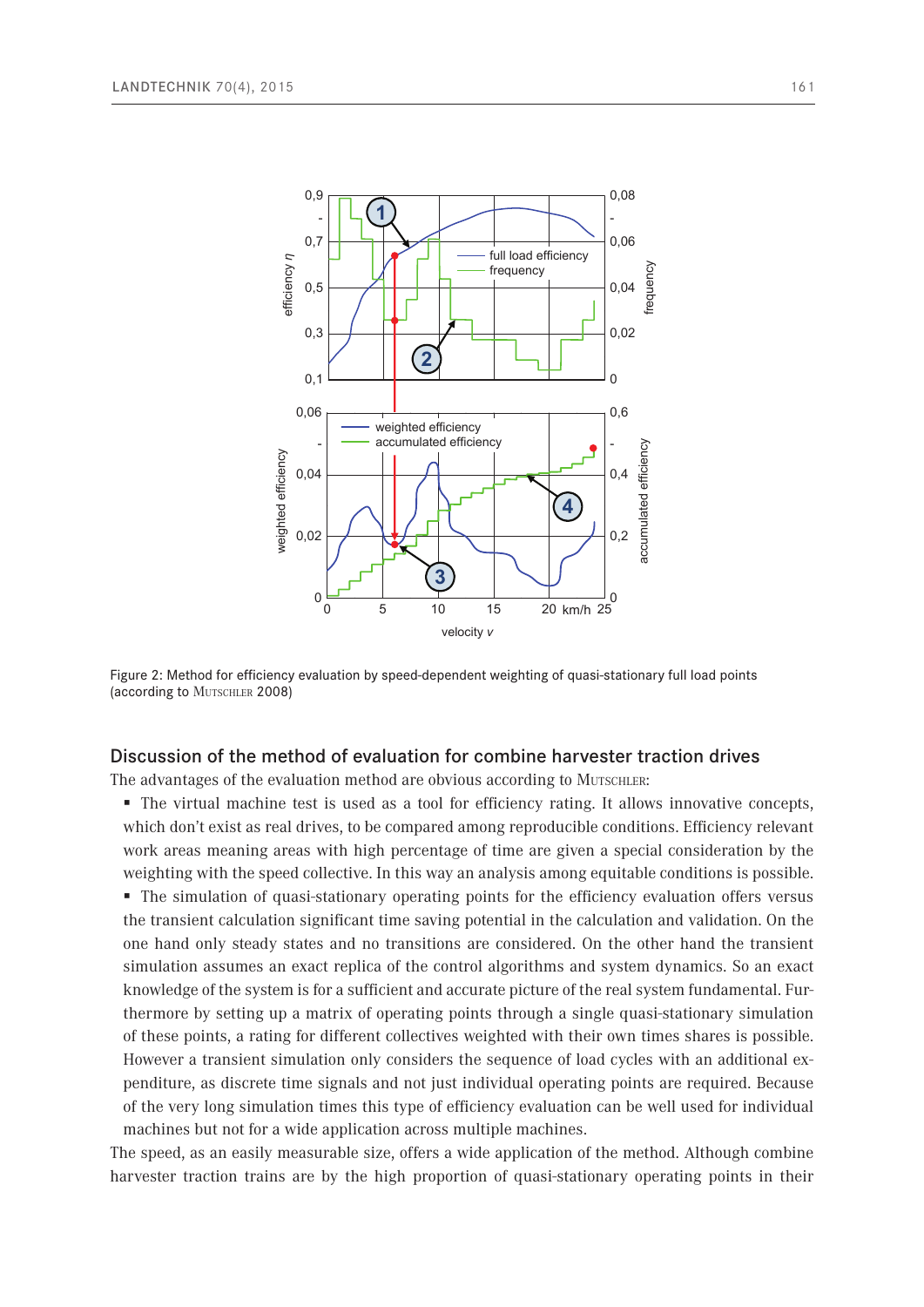Figure 2: Method for efficiency evaluation by speed-dependent weighting of quasi-stationary full load points (according to Mutschler 2008)

## Discussion of the method of evaluation for combine harvester traction drives

The advantages of the evaluation method are obvious according to Mutschler:

- The virtual machine test is used as a tool for efficiency rating. It allows innovative concepts, which don't exist as real drives, to be compared among reproducible conditions. Efficiency relevant work areas meaning areas with high percentage of time are given a special consideration by the weighting with the speed collective. In this way an analysis among equitable conditions is possible.
- The simulation of quasi-stationary operating points for the efficiency evaluation offers versus the transient calculation significant time saving potential in the calculation and validation. On the one hand only steady states and no transitions are considered. On the other hand the transient simulation assumes an exact replica of the control algorithms and system dynamics. So an exact knowledge of the system is for a sufficient and accurate picture of the real system fundamental. Furthermore by setting up a matrix of operating points through a single quasi-stationary simulation of these points, a rating for different collectives weighted with their own times shares is possible. However a transient simulation only considers the sequence of load cycles with an additional expenditure, as discrete time signals and not just individual operating points are required. Because of the very long simulation times this type of efficiency evaluation can be well used for individual machines but not for a wide application across multiple machines.

The speed, as an easily measurable size, offers a wide application of the method. Although combine harvester traction trains are by the high proportion of quasi-stationary operating points in their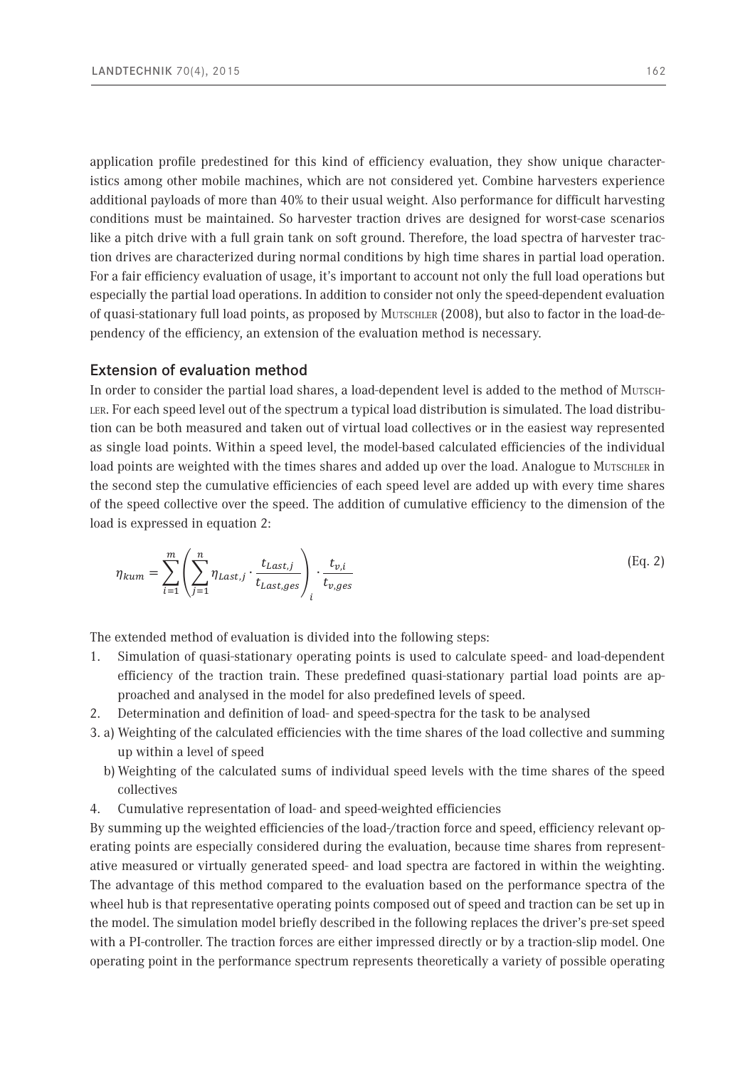application profile predestined for this kind of efficiency evaluation, they show unique characteristics among other mobile machines, which are not considered yet. Combine harvesters experience additional payloads of more than 40% to their usual weight. Also performance for difficult harvesting conditions must be maintained. So harvester traction drives are designed for worst-case scenarios like a pitch drive with a full grain tank on soft ground. Therefore, the load spectra of harvester traction drives are characterized during normal conditions by high time shares in partial load operation. For a fair efficiency evaluation of usage, it's important to account not only the full load operations but especially the partial load operations. In addition to consider not only the speed-dependent evaluation of quasi-stationary full load points, as proposed by Mutschler (2008), but also to factor in the load-dependency of the efficiency, an extension of the evaluation method is necessary.

## Extension of evaluation method

In order to consider the partial load shares, a load-dependent level is added to the method of Mutschler. For each speed level out of the spectrum a typical load distribution is simulated. The load distribution can be both measured and taken out of virtual load collectives or in the easiest way represented as single load points. Within a speed level, the model-based calculated efficiencies of the individual load points are weighted with the times shares and added up over the load. Analogue to Mutschler in the second step the cumulative efficiencies of each speed level are added up with every time shares of the speed collective over the speed. The addition of cumulative efficiency to the dimension of the load is expressed in equation 2:

$$\eta_{kum} = \sum_{i=1}^{m} \left( \sum_{j=1}^{n} \eta_{Last,j} \cdot \frac{t_{Last,j}}{t_{Last,ges}} \right)_i \cdot \frac{t_{v,i}}{t_{v,ges}} \tag{Eq. 2}$$

The extended method of evaluation is divided into the following steps:

1. Simulation of quasi-stationary operating points is used to calculate speed- and load-dependent efficiency of the traction train. These predefined quasi-stationary partial load points are approached and analysed in the model for also predefined levels of speed.
2. Determination and definition of load- and speed-spectra for the task to be analysed
3. a) Weighting of the calculated efficiencies with the time shares of the load collective and summing up within a level of speed
   b) Weighting of the calculated sums of individual speed levels with the time shares of the speed collectives
4. Cumulative representation of load- and speed-weighted efficiencies

By summing up the weighted efficiencies of the load-/traction force and speed, efficiency relevant operating points are especially considered during the evaluation, because time shares from representative measured or virtually generated speed- and load spectra are factored in within the weighting. The advantage of this method compared to the evaluation based on the performance spectra of the wheel hub is that representative operating points composed out of speed and traction can be set up in the model. The simulation model briefly described in the following replaces the driver's pre-set speed with a PI-controller. The traction forces are either impressed directly or by a traction-slip model. One operating point in the performance spectrum represents theoretically a variety of possible operating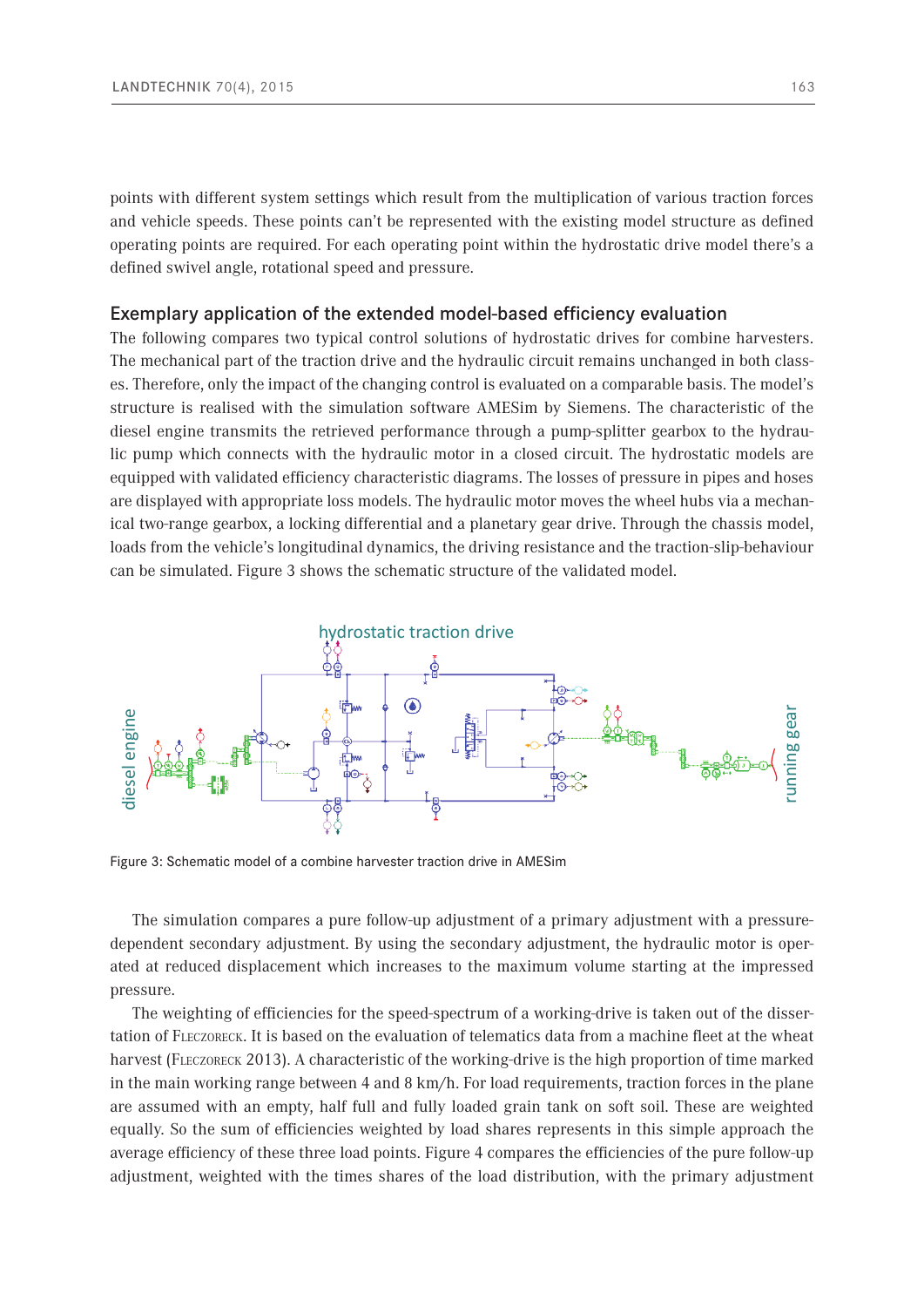points with different system settings which result from the multiplication of various traction forces and vehicle speeds. These points can't be represented with the existing model structure as defined operating points are required. For each operating point within the hydrostatic drive model there's a defined swivel angle, rotational speed and pressure.

## Exemplary application of the extended model-based efficiency evaluation

The following compares two typical control solutions of hydrostatic drives for combine harvesters. The mechanical part of the traction drive and the hydraulic circuit remains unchanged in both classes. Therefore, only the impact of the changing control is evaluated on a comparable basis. The model's structure is realised with the simulation software AMESim by Siemens. The characteristic of the diesel engine transmits the retrieved performance through a pump-splitter gearbox to the hydraulic pump which connects with the hydraulic motor in a closed circuit. The hydrostatic models are equipped with validated efficiency characteristic diagrams. The losses of pressure in pipes and hoses are displayed with appropriate loss models. The hydraulic motor moves the wheel hubs via a mechanical two-range gearbox, a locking differential and a planetary gear drive. Through the chassis model, loads from the vehicle's longitudinal dynamics, the driving resistance and the traction-slip-behaviour can be simulated. Figure 3 shows the schematic structure of the validated model.

Figure 3: Schematic model of a combine harvester traction drive in AMESim

The simulation compares a pure follow-up adjustment of a primary adjustment with a pressure-dependent secondary adjustment. By using the secondary adjustment, the hydraulic motor is operated at reduced displacement which increases to the maximum volume starting at the impressed pressure.

The weighting of efficiencies for the speed-spectrum of a working-drive is taken out of the dissertation of Fleczoreck. It is based on the evaluation of telematics data from a machine fleet at the wheat harvest (Fleczoreck 2013). A characteristic of the working-drive is the high proportion of time marked in the main working range between 4 and 8 km/h. For load requirements, traction forces in the plane are assumed with an empty, half full and fully loaded grain tank on soft soil. These are weighted equally. So the sum of efficiencies weighted by load shares represents in this simple approach the average efficiency of these three load points. Figure 4 compares the efficiencies of the pure follow-up adjustment, weighted with the times shares of the load distribution, with the primary adjustment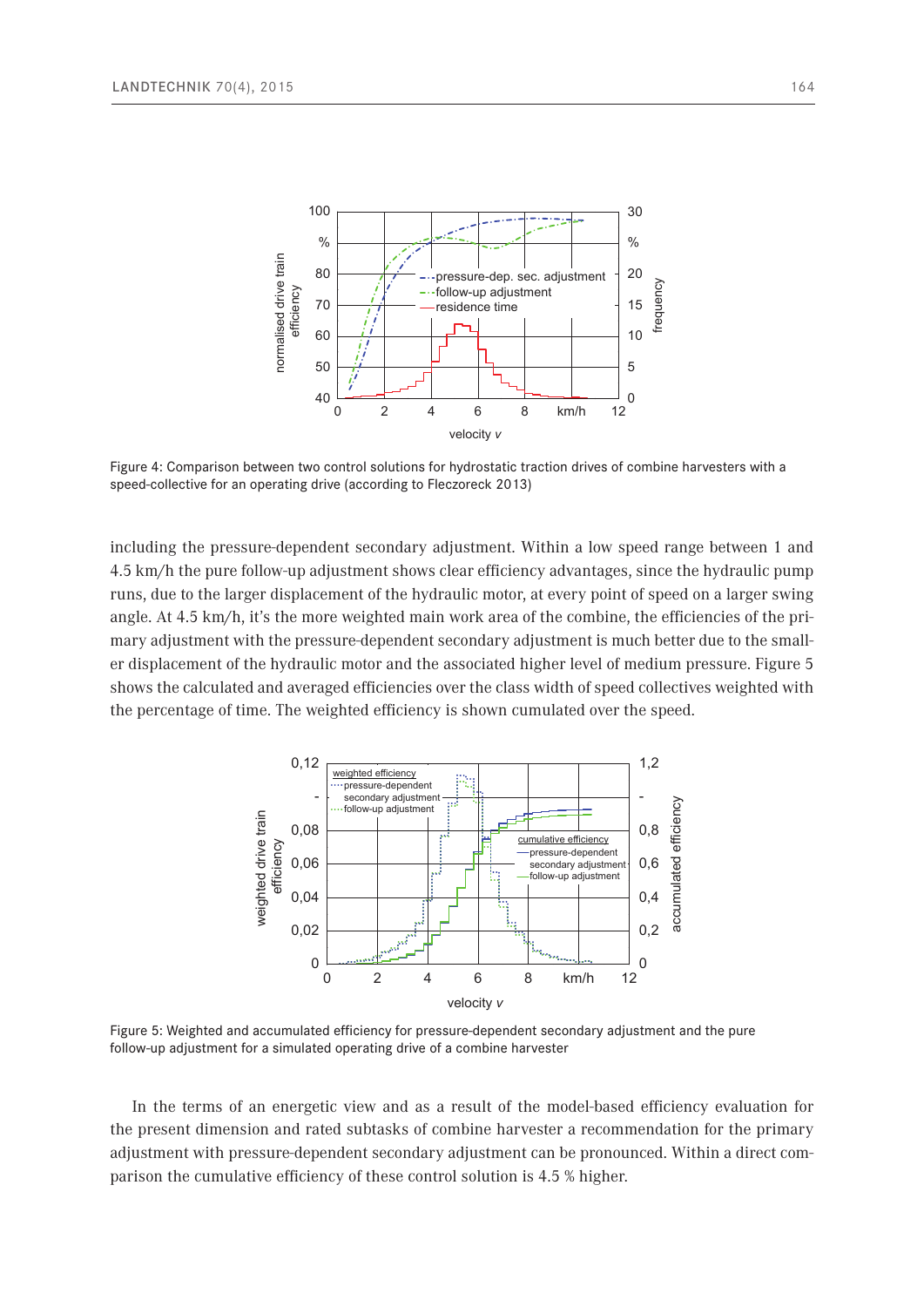Figure 4: Comparison between two control solutions for hydrostatic traction drives of combine harvesters with a speed-collective for an operating drive (according to Fleczoreck 2013)

including the pressure-dependent secondary adjustment. Within a low speed range between 1 and 4.5 km/h the pure follow-up adjustment shows clear efficiency advantages, since the hydraulic pump runs, due to the larger displacement of the hydraulic motor, at every point of speed on a larger swing angle. At 4.5 km/h, it's the more weighted main work area of the combine, the efficiencies of the primary adjustment with the pressure-dependent secondary adjustment is much better due to the smaller displacement of the hydraulic motor and the associated higher level of medium pressure. Figure 5 shows the calculated and averaged efficiencies over the class width of speed collectives weighted with the percentage of time. The weighted efficiency is shown cumulated over the speed.

Figure 5: Weighted and accumulated efficiency for pressure-dependent secondary adjustment and the pure follow-up adjustment for a simulated operating drive of a combine harvester

In the terms of an energetic view and as a result of the model-based efficiency evaluation for the present dimension and rated subtasks of combine harvester a recommendation for the primary adjustment with pressure-dependent secondary adjustment can be pronounced. Within a direct comparison the cumulative efficiency of these control solution is 4.5 % higher.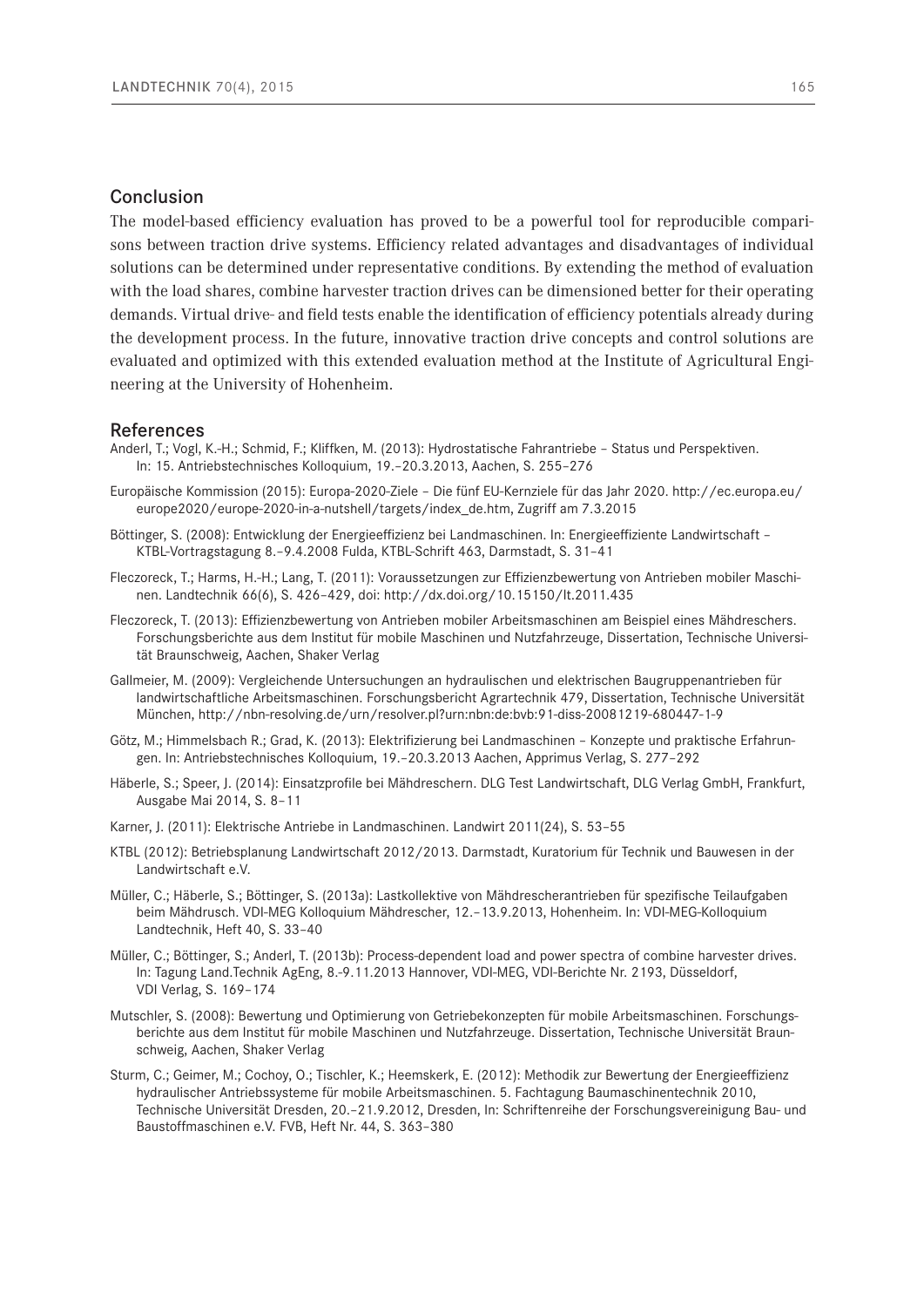## Conclusion

The model-based efficiency evaluation has proved to be a powerful tool for reproducible comparisons between traction drive systems. Efficiency related advantages and disadvantages of individual solutions can be determined under representative conditions. By extending the method of evaluation with the load shares, combine harvester traction drives can be dimensioned better for their operating demands. Virtual drive- and field tests enable the identification of efficiency potentials already during the development process. In the future, innovative traction drive concepts and control solutions are evaluated and optimized with this extended evaluation method at the Institute of Agricultural Engineering at the University of Hohenheim.

## References

Anderl, T.; Vogl, K.-H.; Schmid, F.; Kliffken, M. (2013): Hydrostatische Fahrantriebe – Status und Perspektiven. In: 15. Antriebstechnisches Kolloquium, 19.–20.3.2013, Aachen, S. 255–276

Europäische Kommission (2015): Europa-2020-Ziele – Die fünf EU-Kernziele für das Jahr 2020. http://ec.europa.eu/europe2020/europe-2020-in-a-nutshell/targets/index_de.htm, Zugriff am 7.3.2015

Böttinger, S. (2008): Entwicklung der Energieeffizienz bei Landmaschinen. In: Energieeffiziente Landwirtschaft – KTBL-Vortragstagung 8.–9.4.2008 Fulda, KTBL-Schrift 463, Darmstadt, S. 31–41

Fleczoreck, T.; Harms, H.-H.; Lang, T. (2011): Voraussetzungen zur Effizienzbewertung von Antrieben mobiler Maschinen. Landtechnik 66(6), S. 426–429, doi: http://dx.doi.org/10.15150/lt.2011.435

Fleczoreck, T. (2013): Effizienzbewertung von Antrieben mobiler Arbeitsmaschinen am Beispiel eines Mähdreschers. Forschungsberichte aus dem Institut für mobile Maschinen und Nutzfahrzeuge, Dissertation, Technische Universität Braunschweig, Aachen, Shaker Verlag

Gallmeier, M. (2009): Vergleichende Untersuchungen an hydraulischen und elektrischen Baugruppenantrieben für landwirtschaftliche Arbeitsmaschinen. Forschungsbericht Agrartechnik 479, Dissertation, Technische Universität München, http://nbn-resolving.de/urn/resolver.pl?urn:nbn:de:bvb:91-diss-20081219-680447-1-9

Götz, M.; Himmelsbach R.; Grad, K. (2013): Elektrifizierung bei Landmaschinen – Konzepte und praktische Erfahrungen. In: Antriebstechnisches Kolloquium, 19.–20.3.2013 Aachen, Apprimus Verlag, S. 277–292

Häberle, S.; Speer, J. (2014): Einsatzprofile bei Mähdreschern. DLG Test Landwirtschaft, DLG Verlag GmbH, Frankfurt, Ausgabe Mai 2014, S. 8–11

Karner, J. (2011): Elektrische Antriebe in Landmaschinen. Landwirt 2011(24), S. 53–55

KTBL (2012): Betriebsplanung Landwirtschaft 2012/2013. Darmstadt, Kuratorium für Technik und Bauwesen in der Landwirtschaft e.V.

Müller, C.; Häberle, S.; Böttinger, S. (2013a): Lastkollektive von Mähdrescherantrieben für spezifische Teilaufgaben beim Mähdrusch. VDI-MEG Kolloquium Mähdrescher, 12.–13.9.2013, Hohenheim. In: VDI-MEG-Kolloquium Landtechnik, Heft 40, S. 33–40

Müller, C.; Böttinger, S.; Anderl, T. (2013b): Process-dependent load and power spectra of combine harvester drives. In: Tagung Land.Technik AgEng, 8.-9.11.2013 Hannover, VDI-MEG, VDI-Berichte Nr. 2193, Düsseldorf, VDI Verlag, S. 169–174

Mutschler, S. (2008): Bewertung und Optimierung von Getriebekonzepten für mobile Arbeitsmaschinen. Forschungsberichte aus dem Institut für mobile Maschinen und Nutzfahrzeuge. Dissertation, Technische Universität Braunschweig, Aachen, Shaker Verlag

Sturm, C.; Geimer, M.; Cochoy, O.; Tischler, K.; Heemskerk, E. (2012): Methodik zur Bewertung der Energieeffizienz hydraulischer Antriebssysteme für mobile Arbeitsmaschinen. 5. Fachtagung Baumaschinentechnik 2010, Technische Universität Dresden, 20.–21.9.2012, Dresden, In: Schriftenreihe der Forschungsvereinigung Bau- und Baustoffmaschinen e.V. FVB, Heft Nr. 44, S. 363–380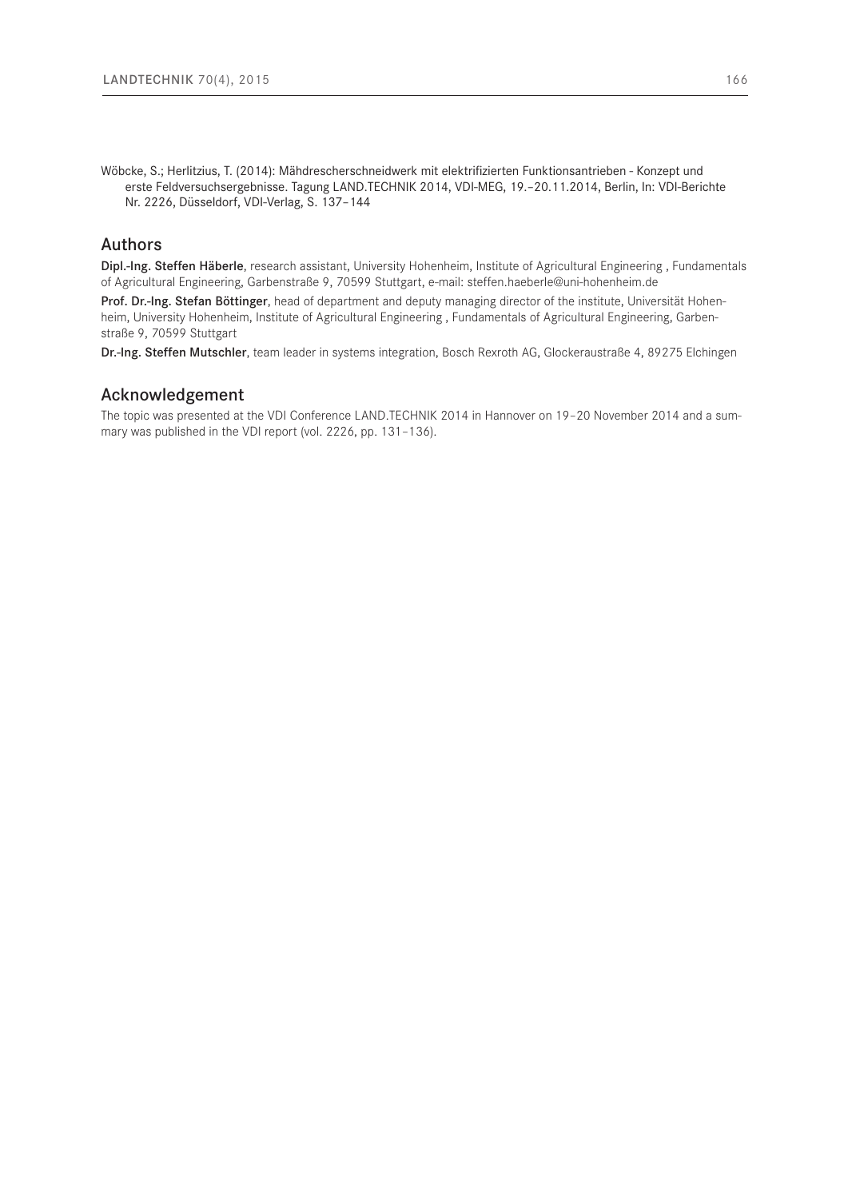Wöbcke, S.; Herlitzius, T. (2014): Mähdrescherschneidwerk mit elektrifizierten Funktionsantrieben - Konzept und erste Feldversuchsergebnisse. Tagung LAND.TECHNIK 2014, VDI-MEG, 19.–20.11.2014, Berlin, In: VDI-Berichte Nr. 2226, Düsseldorf, VDI-Verlag, S. 137–144

## Authors

**Dipl.-Ing. Steffen Häberle**, research assistant, University Hohenheim, Institute of Agricultural Engineering , Fundamentals of Agricultural Engineering, Garbenstraße 9, 70599 Stuttgart, e-mail: steffen.haeberle@uni-hohenheim.de

**Prof. Dr.-Ing. Stefan Böttinger**, head of department and deputy managing director of the institute, Universität Hohenheim, University Hohenheim, Institute of Agricultural Engineering , Fundamentals of Agricultural Engineering, Garbenstraße 9, 70599 Stuttgart

**Dr.-Ing. Steffen Mutschler**, team leader in systems integration, Bosch Rexroth AG, Glockeraustraße 4, 89275 Elchingen

## Acknowledgement

The topic was presented at the VDI Conference LAND.TECHNIK 2014 in Hannover on 19–20 November 2014 and a summary was published in the VDI report (vol. 2226, pp. 131–136).